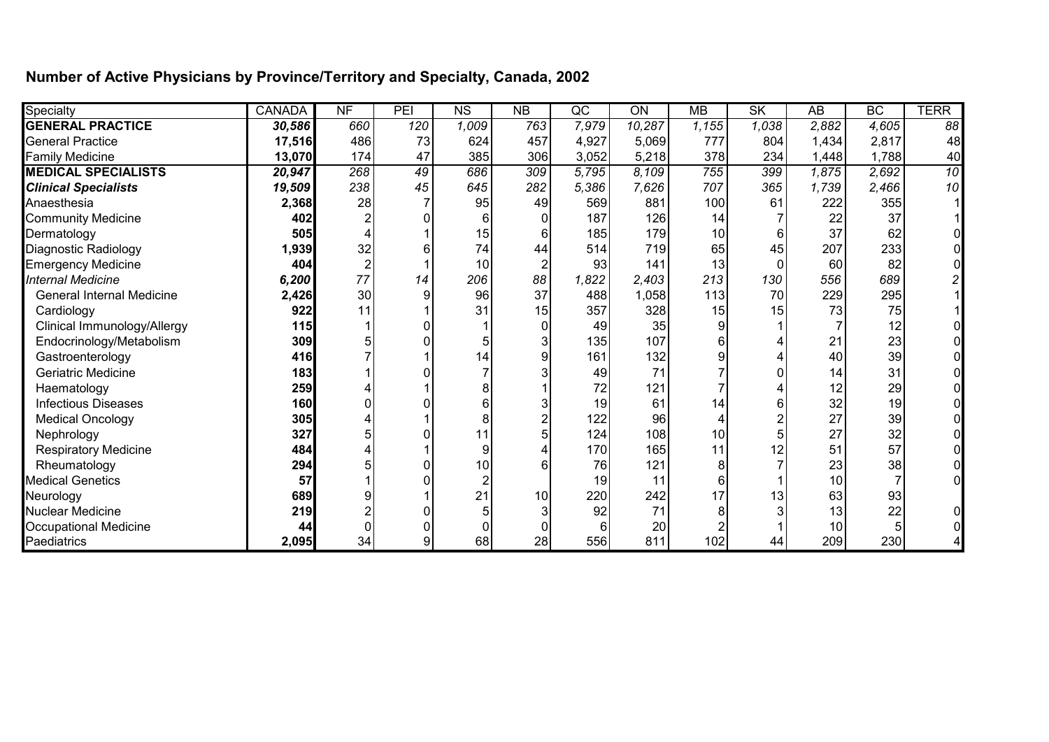## Number of Active Physicians by Province/Territory and Specialty, Canada, 2002

| Specialty | CANADA | NF | PEI | NS | NB | QC | ON | MB | SK | AB | BC | TERR |
|---|---|---|---|---|---|---|---|---|---|---|---|---|
| **GENERAL PRACTICE** | ***30,586*** | *660* | *120* | *1,009* | *763* | *7,979* | *10,287* | *1,155* | *1,038* | *2,882* | *4,605* | *88* |
| General Practice | **17,516** | 486 | 73 | 624 | 457 | 4,927 | 5,069 | 777 | 804 | 1,434 | 2,817 | 48 |
| Family Medicine | **13,070** | 174 | 47 | 385 | 306 | 3,052 | 5,218 | 378 | 234 | 1,448 | 1,788 | 40 |
| **MEDICAL SPECIALISTS** | ***20,947*** | *268* | *49* | *686* | *309* | *5,795* | *8,109* | *755* | *399* | *1,875* | *2,692* | *10* |
| ***Clinical Specialists*** | ***19,509*** | *238* | *45* | *645* | *282* | *5,386* | *7,626* | *707* | *365* | *1,739* | *2,466* | *10* |
| Anaesthesia | **2,368** | 28 | 7 | 95 | 49 | 569 | 881 | 100 | 61 | 222 | 355 | 1 |
| Community Medicine | **402** | 2 | 0 | 6 | 0 | 187 | 126 | 14 | 7 | 22 | 37 | 1 |
| Dermatology | **505** | 4 | 1 | 15 | 6 | 185 | 179 | 10 | 6 | 37 | 62 | 0 |
| Diagnostic Radiology | **1,939** | 32 | 6 | 74 | 44 | 514 | 719 | 65 | 45 | 207 | 233 | 0 |
| Emergency Medicine | **404** | 2 | 1 | 10 | 2 | 93 | 141 | 13 | 0 | 60 | 82 | 0 |
| *Internal Medicine* | ***6,200*** | *77* | *14* | *206* | *88* | *1,822* | *2,403* | *213* | *130* | *556* | *689* | *2* |
| General Internal Medicine | **2,426** | 30 | 9 | 96 | 37 | 488 | 1,058 | 113 | 70 | 229 | 295 | 1 |
| Cardiology | **922** | 11 | 1 | 31 | 15 | 357 | 328 | 15 | 15 | 73 | 75 | 1 |
| Clinical Immunology/Allergy | **115** | 1 | 0 | 1 | 0 | 49 | 35 | 9 | 1 | 7 | 12 | 0 |
| Endocrinology/Metabolism | **309** | 5 | 0 | 5 | 3 | 135 | 107 | 6 | 4 | 21 | 23 | 0 |
| Gastroenterology | **416** | 7 | 1 | 14 | 9 | 161 | 132 | 9 | 4 | 40 | 39 | 0 |
| Geriatric Medicine | **183** | 1 | 0 | 7 | 3 | 49 | 71 | 7 | 0 | 14 | 31 | 0 |
| Haematology | **259** | 4 | 1 | 8 | 1 | 72 | 121 | 7 | 4 | 12 | 29 | 0 |
| Infectious Diseases | **160** | 0 | 0 | 6 | 3 | 19 | 61 | 14 | 6 | 32 | 19 | 0 |
| Medical Oncology | **305** | 4 | 1 | 8 | 2 | 122 | 96 | 4 | 2 | 27 | 39 | 0 |
| Nephrology | **327** | 5 | 0 | 11 | 5 | 124 | 108 | 10 | 5 | 27 | 32 | 0 |
| Respiratory Medicine | **484** | 4 | 1 | 9 | 4 | 170 | 165 | 11 | 12 | 51 | 57 | 0 |
| Rheumatology | **294** | 5 | 0 | 10 | 6 | 76 | 121 | 8 | 7 | 23 | 38 | 0 |
| Medical Genetics | **57** | 1 | 0 | 2 | | 19 | 11 | 6 | 1 | 10 | 7 | 0 |
| Neurology | **689** | 9 | 1 | 21 | 10 | 220 | 242 | 17 | 13 | 63 | 93 | |
| Nuclear Medicine | **219** | 2 | 0 | 5 | 3 | 92 | 71 | 8 | 3 | 13 | 22 | 0 |
| Occupational Medicine | **44** | 0 | 0 | 0 | 0 | 6 | 20 | 2 | 1 | 10 | 5 | 0 |
| Paediatrics | **2,095** | 34 | 9 | 68 | 28 | 556 | 811 | 102 | 44 | 209 | 230 | 4 |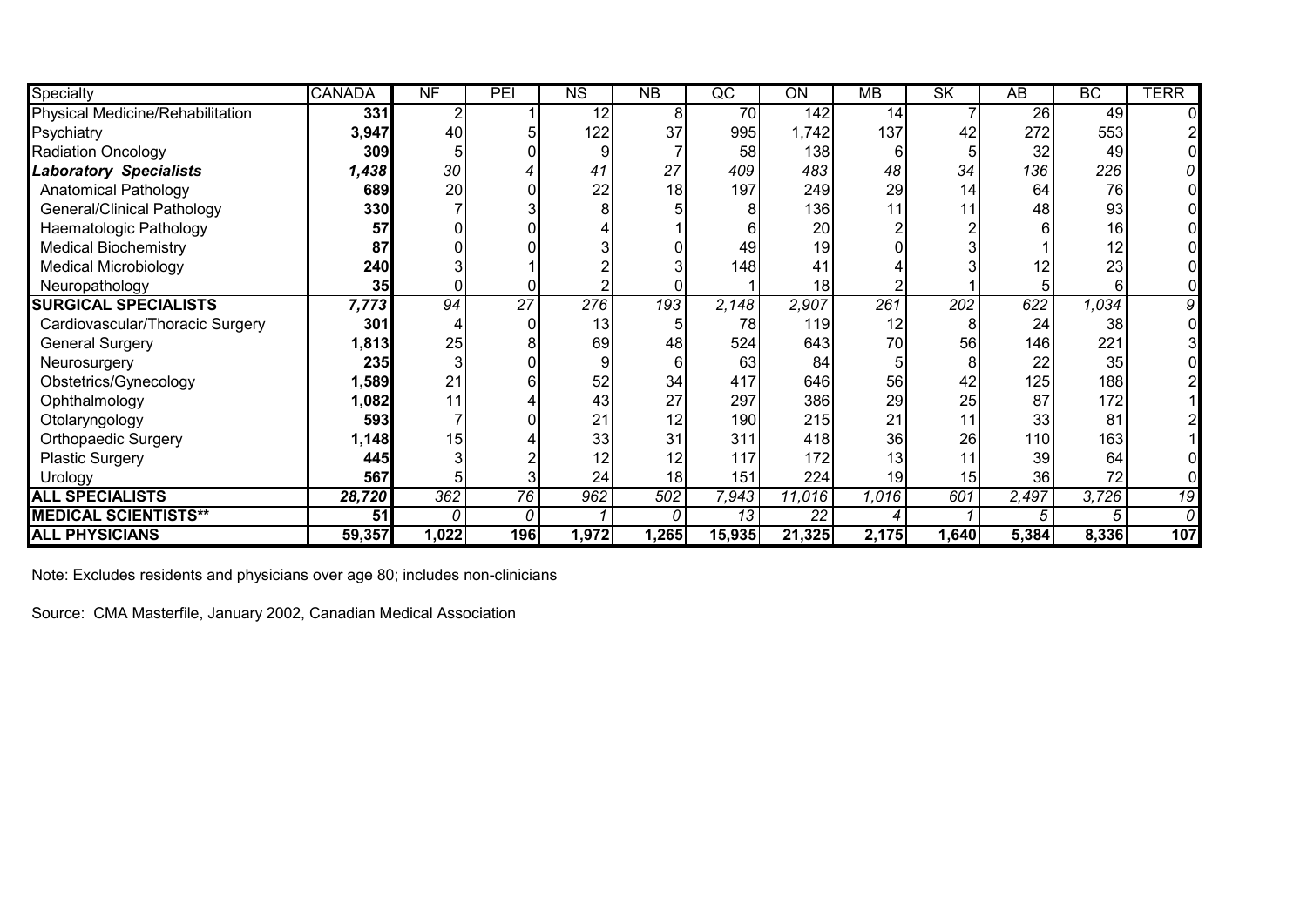| Specialty | CANADA | NF | PEI | NS | NB | QC | ON | MB | SK | AB | BC | TERR |
|---|---|---|---|---|---|---|---|---|---|---|---|---|
| Physical Medicine/Rehabilitation | **331** | 2 | 1 | 12 | 8 | 70 | 142 | 14 | 7 | 26 | 49 | 0 |
| Psychiatry | **3,947** | 40 | 5 | 122 | 37 | 995 | 1,742 | 137 | 42 | 272 | 553 | 2 |
| Radiation Oncology | **309** | 5 | 0 | 9 | 7 | 58 | 138 | 6 | 5 | 32 | 49 | 0 |
| ***Laboratory Specialists*** | ***1,438*** | *30* | *4* | *41* | *27* | *409* | *483* | *48* | *34* | *136* | *226* | *0* |
| Anatomical Pathology | **689** | 20 | 0 | 22 | 18 | 197 | 249 | 29 | 14 | 64 | 76 | 0 |
| General/Clinical Pathology | **330** | 7 | 3 | 8 | 5 | 8 | 136 | 11 | 11 | 48 | 93 | 0 |
| Haematologic Pathology | **57** | 0 | 0 | 4 | 1 | 6 | 20 | 2 | 2 | 6 | 16 | 0 |
| Medical Biochemistry | **87** | 0 | 0 | 3 | 0 | 49 | 19 | 0 | 3 | 1 | 12 | 0 |
| Medical Microbiology | **240** | 3 | 1 | 2 | 3 | 148 | 41 | 4 | 3 | 12 | 23 | 0 |
| Neuropathology | **35** | 0 | 0 | 2 | 0 | 1 | 18 | 2 | 1 | 5 | 6 | 0 |
| **SURGICAL SPECIALISTS** | ***7,773*** | *94* | *27* | *276* | *193* | *2,148* | *2,907* | *261* | *202* | *622* | *1,034* | *9* |
| Cardiovascular/Thoracic Surgery | **301** | 4 | 0 | 13 | 5 | 78 | 119 | 12 | 8 | 24 | 38 | 0 |
| General Surgery | **1,813** | 25 | 8 | 69 | 48 | 524 | 643 | 70 | 56 | 146 | 221 | 3 |
| Neurosurgery | **235** | 3 | 0 | 9 | 6 | 63 | 84 | 5 | 8 | 22 | 35 | 0 |
| Obstetrics/Gynecology | **1,589** | 21 | 6 | 52 | 34 | 417 | 646 | 56 | 42 | 125 | 188 | 2 |
| Ophthalmology | **1,082** | 11 | 4 | 43 | 27 | 297 | 386 | 29 | 25 | 87 | 172 | 1 |
| Otolaryngology | **593** | 7 | 0 | 21 | 12 | 190 | 215 | 21 | 11 | 33 | 81 | 2 |
| Orthopaedic Surgery | **1,148** | 15 | 4 | 33 | 31 | 311 | 418 | 36 | 26 | 110 | 163 | 1 |
| Plastic Surgery | **445** | 3 | 2 | 12 | 12 | 117 | 172 | 13 | 11 | 39 | 64 | 0 |
| Urology | **567** | 5 | 3 | 24 | 18 | 151 | 224 | 19 | 15 | 36 | 72 | 0 |
| **ALL SPECIALISTS** | ***28,720*** | *362* | *76* | *962* | *502* | *7,943* | *11,016* | *1,016* | *601* | *2,497* | *3,726* | *19* |
| **MEDICAL SCIENTISTS**** | **51** | *0* | *0* | *1* | *0* | *13* | *22* | *4* | *1* | *5* | *5* | *0* |
| **ALL PHYSICIANS** | **59,357** | **1,022** | **196** | **1,972** | **1,265** | **15,935** | **21,325** | **2,175** | **1,640** | **5,384** | **8,336** | **107** |

Note: Excludes residents and physicians over age 80; includes non-clinicians

Source: CMA Masterfile, January 2002, Canadian Medical Association